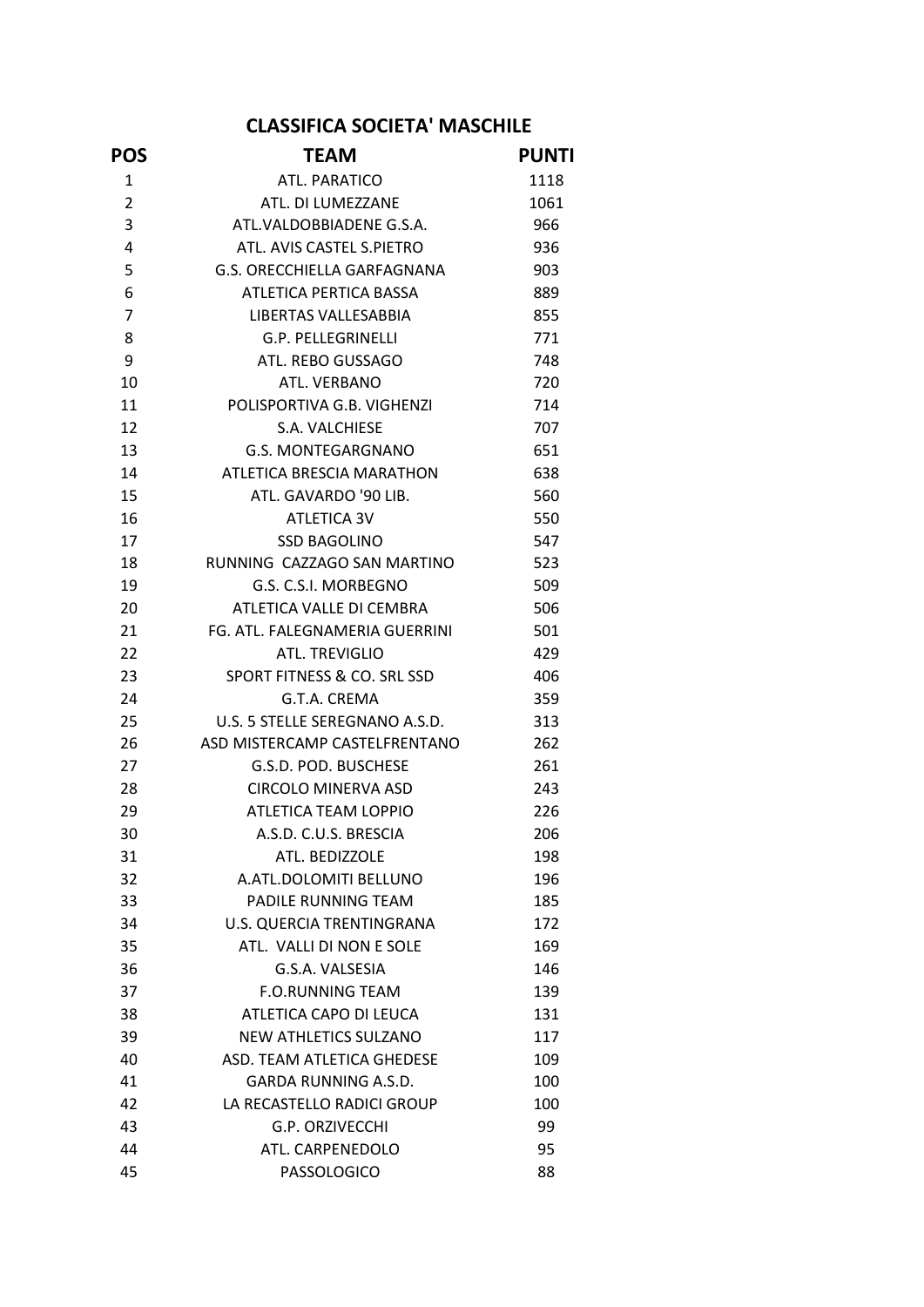## CLASSIFICA SOCIETA' MASCHILE

| POS | TEAM | PUNTI |
|---|---|---|
| 1 | ATL. PARATICO | 1118 |
| 2 | ATL. DI LUMEZZANE | 1061 |
| 3 | ATL.VALDOBBIADENE G.S.A. | 966 |
| 4 | ATL. AVIS CASTEL S.PIETRO | 936 |
| 5 | G.S. ORECCHIELLA GARFAGNANA | 903 |
| 6 | ATLETICA PERTICA BASSA | 889 |
| 7 | LIBERTAS VALLESABBIA | 855 |
| 8 | G.P. PELLEGRINELLI | 771 |
| 9 | ATL. REBO GUSSAGO | 748 |
| 10 | ATL. VERBANO | 720 |
| 11 | POLISPORTIVA G.B. VIGHENZI | 714 |
| 12 | S.A. VALCHIESE | 707 |
| 13 | G.S. MONTEGARGNANO | 651 |
| 14 | ATLETICA BRESCIA MARATHON | 638 |
| 15 | ATL. GAVARDO '90 LIB. | 560 |
| 16 | ATLETICA 3V | 550 |
| 17 | SSD BAGOLINO | 547 |
| 18 | RUNNING CAZZAGO SAN MARTINO | 523 |
| 19 | G.S. C.S.I. MORBEGNO | 509 |
| 20 | ATLETICA VALLE DI CEMBRA | 506 |
| 21 | FG. ATL. FALEGNAMERIA GUERRINI | 501 |
| 22 | ATL. TREVIGLIO | 429 |
| 23 | SPORT FITNESS & CO. SRL SSD | 406 |
| 24 | G.T.A. CREMA | 359 |
| 25 | U.S. 5 STELLE SEREGNANO A.S.D. | 313 |
| 26 | ASD MISTERCAMP CASTELFRENTANO | 262 |
| 27 | G.S.D. POD. BUSCHESE | 261 |
| 28 | CIRCOLO MINERVA ASD | 243 |
| 29 | ATLETICA TEAM LOPPIO | 226 |
| 30 | A.S.D. C.U.S. BRESCIA | 206 |
| 31 | ATL. BEDIZZOLE | 198 |
| 32 | A.ATL.DOLOMITI BELLUNO | 196 |
| 33 | PADILE RUNNING TEAM | 185 |
| 34 | U.S. QUERCIA TRENTINGRANA | 172 |
| 35 | ATL. VALLI DI NON E SOLE | 169 |
| 36 | G.S.A. VALSESIA | 146 |
| 37 | F.O.RUNNING TEAM | 139 |
| 38 | ATLETICA CAPO DI LEUCA | 131 |
| 39 | NEW ATHLETICS SULZANO | 117 |
| 40 | ASD. TEAM ATLETICA GHEDESE | 109 |
| 41 | GARDA RUNNING A.S.D. | 100 |
| 42 | LA RECASTELLO RADICI GROUP | 100 |
| 43 | G.P. ORZIVECCHI | 99 |
| 44 | ATL. CARPENEDOLO | 95 |
| 45 | PASSOLOGICO | 88 |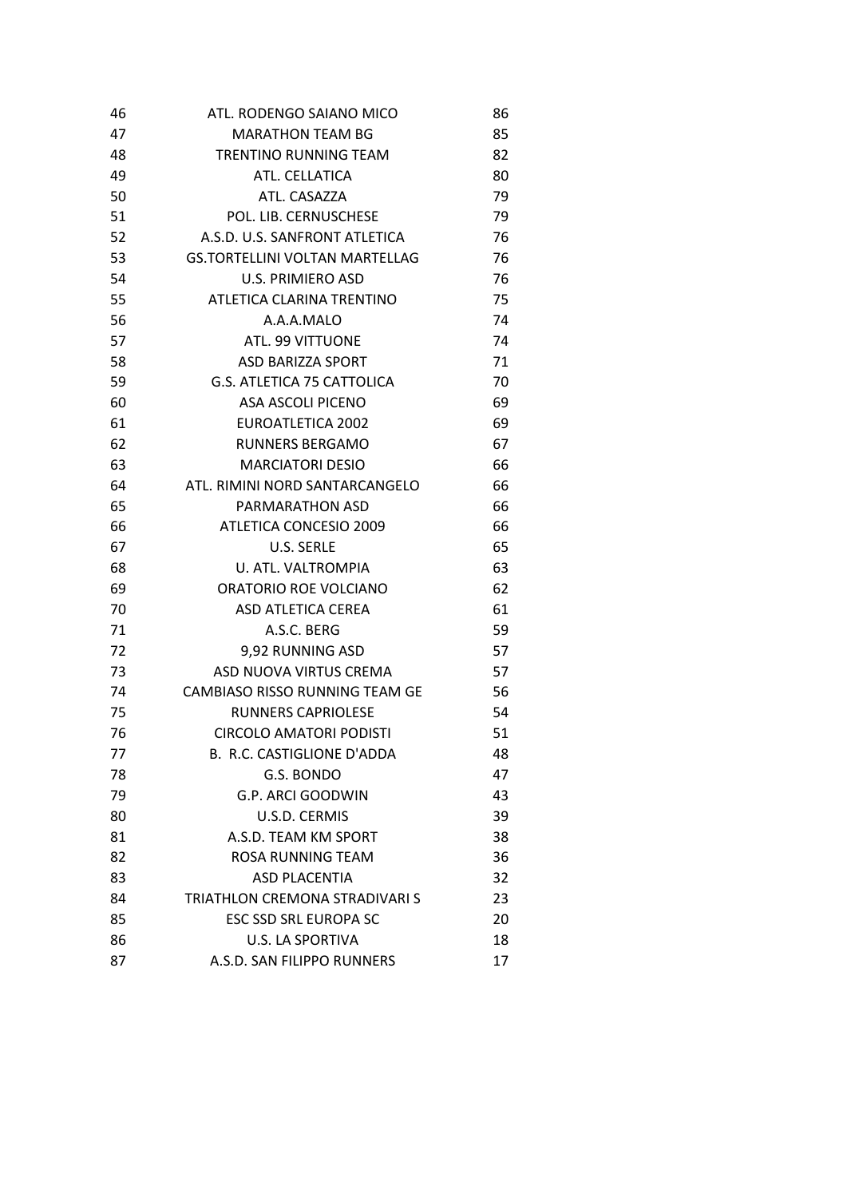| | | |
|---|---|---|
| 46 | ATL. RODENGO SAIANO MICO | 86 |
| 47 | MARATHON TEAM BG | 85 |
| 48 | TRENTINO RUNNING TEAM | 82 |
| 49 | ATL. CELLATICA | 80 |
| 50 | ATL. CASAZZA | 79 |
| 51 | POL. LIB. CERNUSCHESE | 79 |
| 52 | A.S.D. U.S. SANFRONT ATLETICA | 76 |
| 53 | GS.TORTELLINI VOLTAN MARTELLAG | 76 |
| 54 | U.S. PRIMIERO ASD | 76 |
| 55 | ATLETICA CLARINA TRENTINO | 75 |
| 56 | A.A.A.MALO | 74 |
| 57 | ATL. 99 VITTUONE | 74 |
| 58 | ASD BARIZZA SPORT | 71 |
| 59 | G.S. ATLETICA 75 CATTOLICA | 70 |
| 60 | ASA ASCOLI PICENO | 69 |
| 61 | EUROATLETICA 2002 | 69 |
| 62 | RUNNERS BERGAMO | 67 |
| 63 | MARCIATORI DESIO | 66 |
| 64 | ATL. RIMINI NORD SANTARCANGELO | 66 |
| 65 | PARMARATHON ASD | 66 |
| 66 | ATLETICA CONCESIO 2009 | 66 |
| 67 | U.S. SERLE | 65 |
| 68 | U. ATL. VALTROMPIA | 63 |
| 69 | ORATORIO ROE VOLCIANO | 62 |
| 70 | ASD ATLETICA CEREA | 61 |
| 71 | A.S.C. BERG | 59 |
| 72 | 9,92 RUNNING ASD | 57 |
| 73 | ASD NUOVA VIRTUS CREMA | 57 |
| 74 | CAMBIASO RISSO RUNNING TEAM GE | 56 |
| 75 | RUNNERS CAPRIOLESE | 54 |
| 76 | CIRCOLO AMATORI PODISTI | 51 |
| 77 | B. R.C. CASTIGLIONE D'ADDA | 48 |
| 78 | G.S. BONDO | 47 |
| 79 | G.P. ARCI GOODWIN | 43 |
| 80 | U.S.D. CERMIS | 39 |
| 81 | A.S.D. TEAM KM SPORT | 38 |
| 82 | ROSA RUNNING TEAM | 36 |
| 83 | ASD PLACENTIA | 32 |
| 84 | TRIATHLON CREMONA STRADIVARI S | 23 |
| 85 | ESC SSD SRL EUROPA SC | 20 |
| 86 | U.S. LA SPORTIVA | 18 |
| 87 | A.S.D. SAN FILIPPO RUNNERS | 17 |